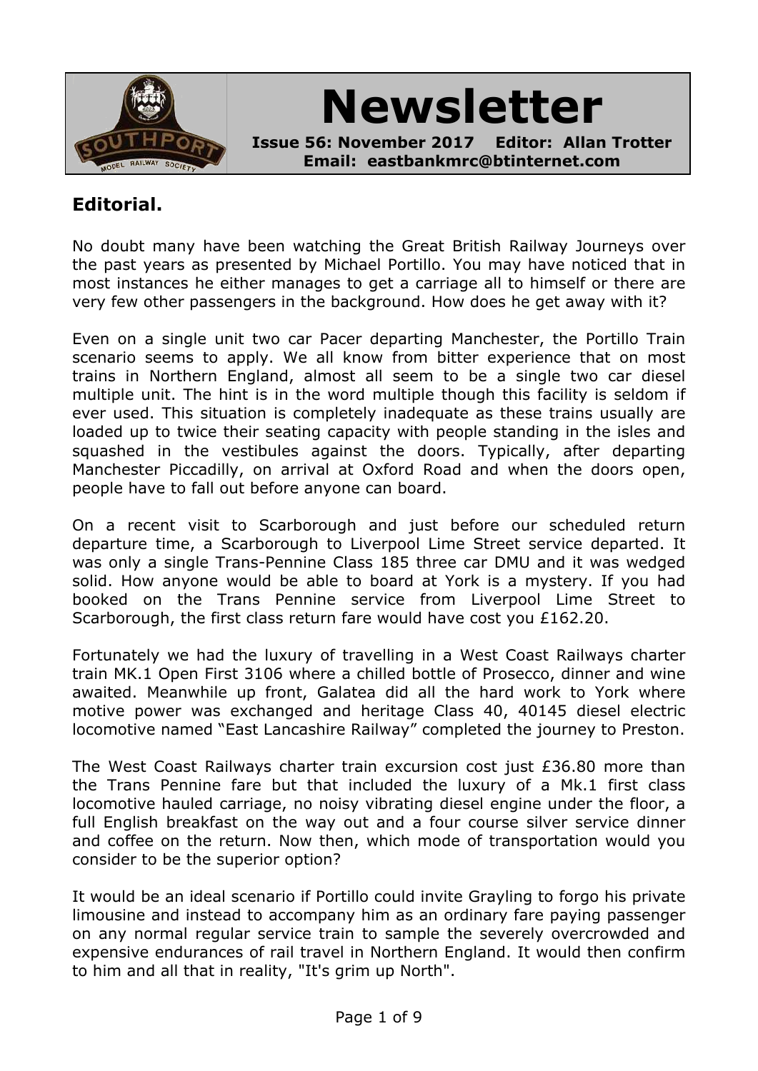# Newsletter

**Issue 56: November 2017    Editor: Allan Trotter**
**Email: eastbankmrc@btinternet.com**

## Editorial.

No doubt many have been watching the Great British Railway Journeys over the past years as presented by Michael Portillo. You may have noticed that in most instances he either manages to get a carriage all to himself or there are very few other passengers in the background. How does he get away with it?

Even on a single unit two car Pacer departing Manchester, the Portillo Train scenario seems to apply. We all know from bitter experience that on most trains in Northern England, almost all seem to be a single two car diesel multiple unit. The hint is in the word multiple though this facility is seldom if ever used. This situation is completely inadequate as these trains usually are loaded up to twice their seating capacity with people standing in the isles and squashed in the vestibules against the doors. Typically, after departing Manchester Piccadilly, on arrival at Oxford Road and when the doors open, people have to fall out before anyone can board.

On a recent visit to Scarborough and just before our scheduled return departure time, a Scarborough to Liverpool Lime Street service departed. It was only a single Trans-Pennine Class 185 three car DMU and it was wedged solid. How anyone would be able to board at York is a mystery. If you had booked on the Trans Pennine service from Liverpool Lime Street to Scarborough, the first class return fare would have cost you £162.20.

Fortunately we had the luxury of travelling in a West Coast Railways charter train MK.1 Open First 3106 where a chilled bottle of Prosecco, dinner and wine awaited. Meanwhile up front, Galatea did all the hard work to York where motive power was exchanged and heritage Class 40, 40145 diesel electric locomotive named "East Lancashire Railway" completed the journey to Preston.

The West Coast Railways charter train excursion cost just £36.80 more than the Trans Pennine fare but that included the luxury of a Mk.1 first class locomotive hauled carriage, no noisy vibrating diesel engine under the floor, a full English breakfast on the way out and a four course silver service dinner and coffee on the return. Now then, which mode of transportation would you consider to be the superior option?

It would be an ideal scenario if Portillo could invite Grayling to forgo his private limousine and instead to accompany him as an ordinary fare paying passenger on any normal regular service train to sample the severely overcrowded and expensive endurances of rail travel in Northern England. It would then confirm to him and all that in reality, "It's grim up North".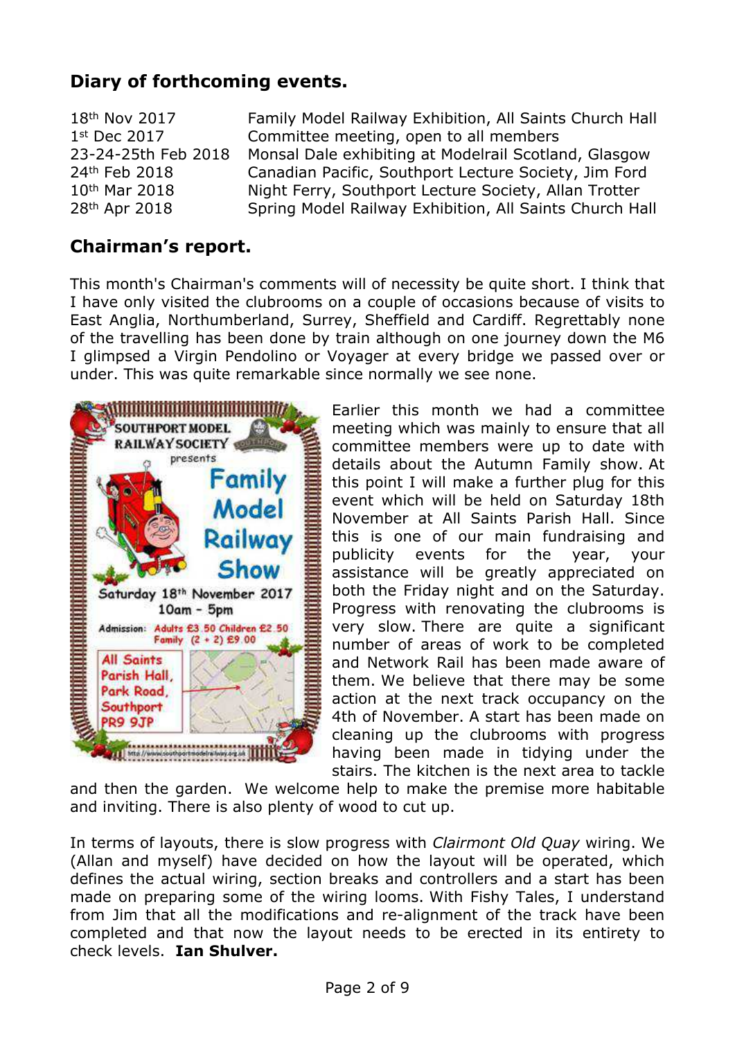## Diary of forthcoming events.

| | |
|---|---|
| 18th Nov 2017 | Family Model Railway Exhibition, All Saints Church Hall |
| 1st Dec 2017 | Committee meeting, open to all members |
| 23-24-25th Feb 2018 | Monsal Dale exhibiting at Modelrail Scotland, Glasgow |
| 24th Feb 2018 | Canadian Pacific, Southport Lecture Society, Jim Ford |
| 10th Mar 2018 | Night Ferry, Southport Lecture Society, Allan Trotter |
| 28th Apr 2018 | Spring Model Railway Exhibition, All Saints Church Hall |

## Chairman's report.

This month's Chairman's comments will of necessity be quite short. I think that I have only visited the clubrooms on a couple of occasions because of visits to East Anglia, Northumberland, Surrey, Sheffield and Cardiff. Regrettably none of the travelling has been done by train although on one journey down the M6 I glimpsed a Virgin Pendolino or Voyager at every bridge we passed over or under. This was quite remarkable since normally we see none.

Earlier this month we had a committee meeting which was mainly to ensure that all committee members were up to date with details about the Autumn Family show. At this point I will make a further plug for this event which will be held on Saturday 18th November at All Saints Parish Hall. Since this is one of our main fundraising and publicity events for the year, your assistance will be greatly appreciated on both the Friday night and on the Saturday. Progress with renovating the clubrooms is very slow. There are quite a significant number of areas of work to be completed and Network Rail has been made aware of them. We believe that there may be some action at the next track occupancy on the 4th of November. A start has been made on cleaning up the clubrooms with progress having been made in tidying under the stairs. The kitchen is the next area to tackle and then the garden. We welcome help to make the premise more habitable and inviting. There is also plenty of wood to cut up.

In terms of layouts, there is slow progress with *Clairmont Old Quay* wiring. We (Allan and myself) have decided on how the layout will be operated, which defines the actual wiring, section breaks and controllers and a start has been made on preparing some of the wiring looms. With Fishy Tales, I understand from Jim that all the modifications and re-alignment of the track have been completed and that now the layout needs to be erected in its entirety to check levels. **Ian Shulver.**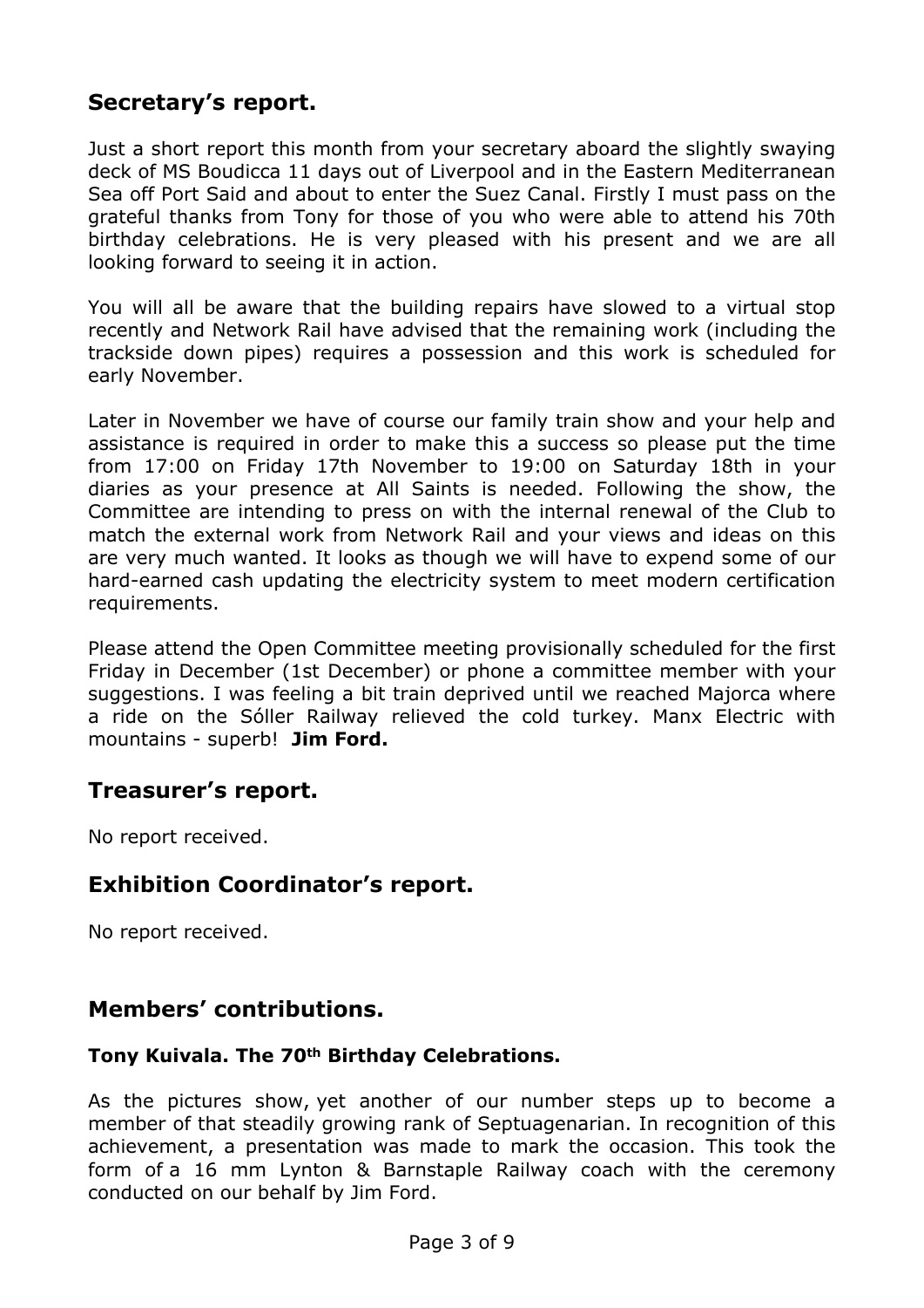## Secretary's report.

Just a short report this month from your secretary aboard the slightly swaying deck of MS Boudicca 11 days out of Liverpool and in the Eastern Mediterranean Sea off Port Said and about to enter the Suez Canal. Firstly I must pass on the grateful thanks from Tony for those of you who were able to attend his 70th birthday celebrations. He is very pleased with his present and we are all looking forward to seeing it in action.

You will all be aware that the building repairs have slowed to a virtual stop recently and Network Rail have advised that the remaining work (including the trackside down pipes) requires a possession and this work is scheduled for early November.

Later in November we have of course our family train show and your help and assistance is required in order to make this a success so please put the time from 17:00 on Friday 17th November to 19:00 on Saturday 18th in your diaries as your presence at All Saints is needed. Following the show, the Committee are intending to press on with the internal renewal of the Club to match the external work from Network Rail and your views and ideas on this are very much wanted. It looks as though we will have to expend some of our hard-earned cash updating the electricity system to meet modern certification requirements.

Please attend the Open Committee meeting provisionally scheduled for the first Friday in December (1st December) or phone a committee member with your suggestions. I was feeling a bit train deprived until we reached Majorca where a ride on the Sóller Railway relieved the cold turkey. Manx Electric with mountains - superb! **Jim Ford.**

## Treasurer's report.

No report received.

## Exhibition Coordinator's report.

No report received.

## Members' contributions.

### Tony Kuivala. The 70th Birthday Celebrations.

As the pictures show, yet another of our number steps up to become a member of that steadily growing rank of Septuagenarian. In recognition of this achievement, a presentation was made to mark the occasion. This took the form of a 16 mm Lynton & Barnstaple Railway coach with the ceremony conducted on our behalf by Jim Ford.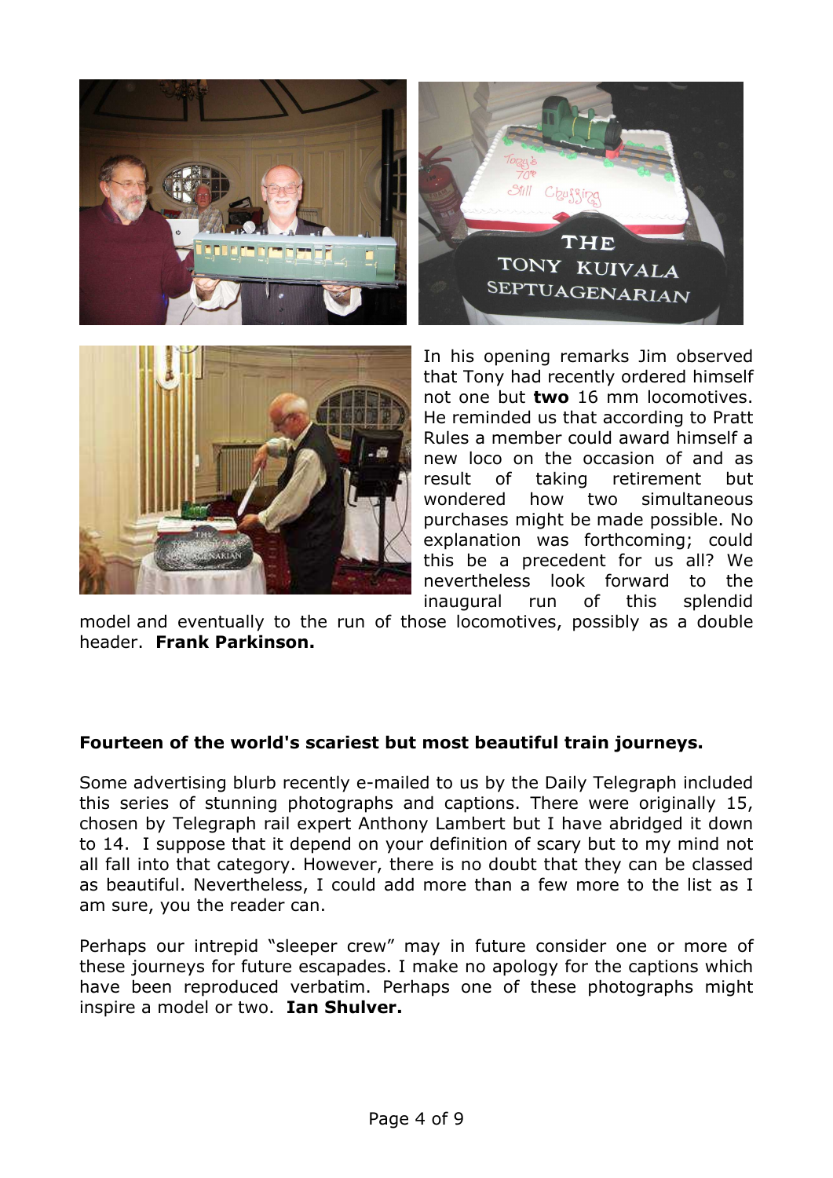In his opening remarks Jim observed that Tony had recently ordered himself not one but **two** 16 mm locomotives. He reminded us that according to Pratt Rules a member could award himself a new loco on the occasion of and as result of taking retirement but wondered how two simultaneous purchases might be made possible. No explanation was forthcoming; could this be a precedent for us all? We nevertheless look forward to the inaugural run of this splendid model and eventually to the run of those locomotives, possibly as a double header. **Frank Parkinson.**

**Fourteen of the world's scariest but most beautiful train journeys.**

Some advertising blurb recently e-mailed to us by the Daily Telegraph included this series of stunning photographs and captions. There were originally 15, chosen by Telegraph rail expert Anthony Lambert but I have abridged it down to 14. I suppose that it depend on your definition of scary but to my mind not all fall into that category. However, there is no doubt that they can be classed as beautiful. Nevertheless, I could add more than a few more to the list as I am sure, you the reader can.

Perhaps our intrepid "sleeper crew" may in future consider one or more of these journeys for future escapades. I make no apology for the captions which have been reproduced verbatim. Perhaps one of these photographs might inspire a model or two. **Ian Shulver.**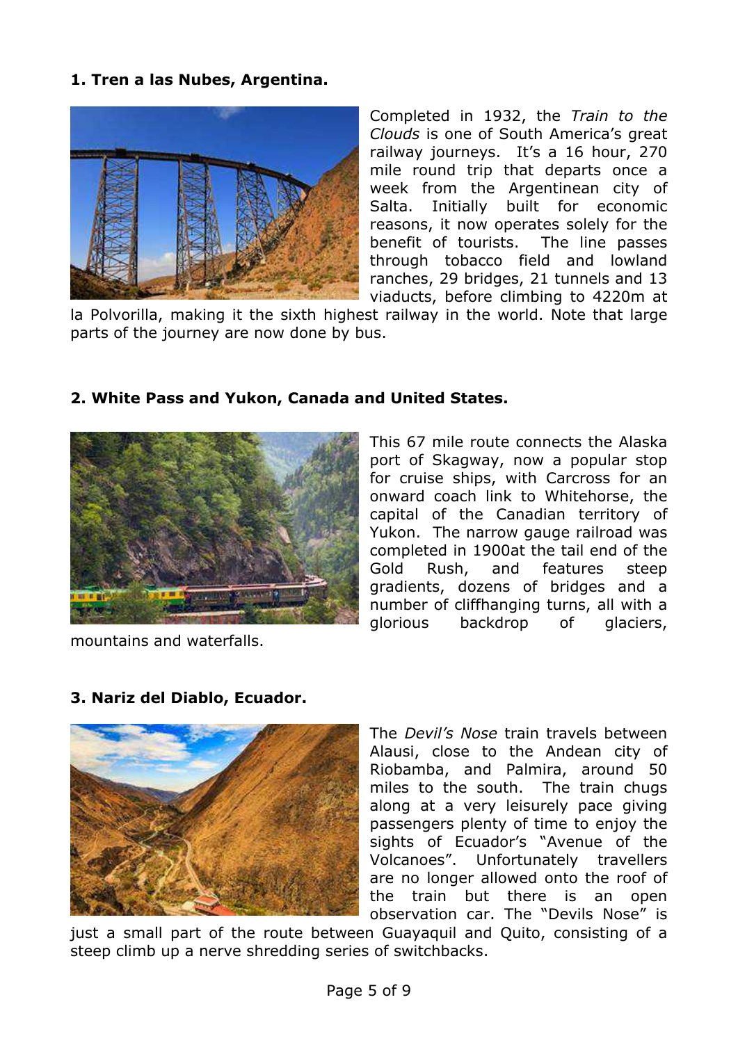**1. Tren a las Nubes, Argentina.**

Completed in 1932, the *Train to the Clouds* is one of South America's great railway journeys. It's a 16 hour, 270 mile round trip that departs once a week from the Argentinean city of Salta. Initially built for economic reasons, it now operates solely for the benefit of tourists. The line passes through tobacco field and lowland ranches, 29 bridges, 21 tunnels and 13 viaducts, before climbing to 4220m at la Polvorilla, making it the sixth highest railway in the world. Note that large parts of the journey are now done by bus.

**2. White Pass and Yukon, Canada and United States.**

This 67 mile route connects the Alaska port of Skagway, now a popular stop for cruise ships, with Carcross for an onward coach link to Whitehorse, the capital of the Canadian territory of Yukon. The narrow gauge railroad was completed in 1900at the tail end of the Gold Rush, and features steep gradients, dozens of bridges and a number of cliffhanging turns, all with a glorious backdrop of glaciers, mountains and waterfalls.

**3. Nariz del Diablo, Ecuador.**

The *Devil's Nose* train travels between Alausi, close to the Andean city of Riobamba, and Palmira, around 50 miles to the south. The train chugs along at a very leisurely pace giving passengers plenty of time to enjoy the sights of Ecuador's "Avenue of the Volcanoes". Unfortunately travellers are no longer allowed onto the roof of the train but there is an open observation car. The "Devils Nose" is just a small part of the route between Guayaquil and Quito, consisting of a steep climb up a nerve shredding series of switchbacks.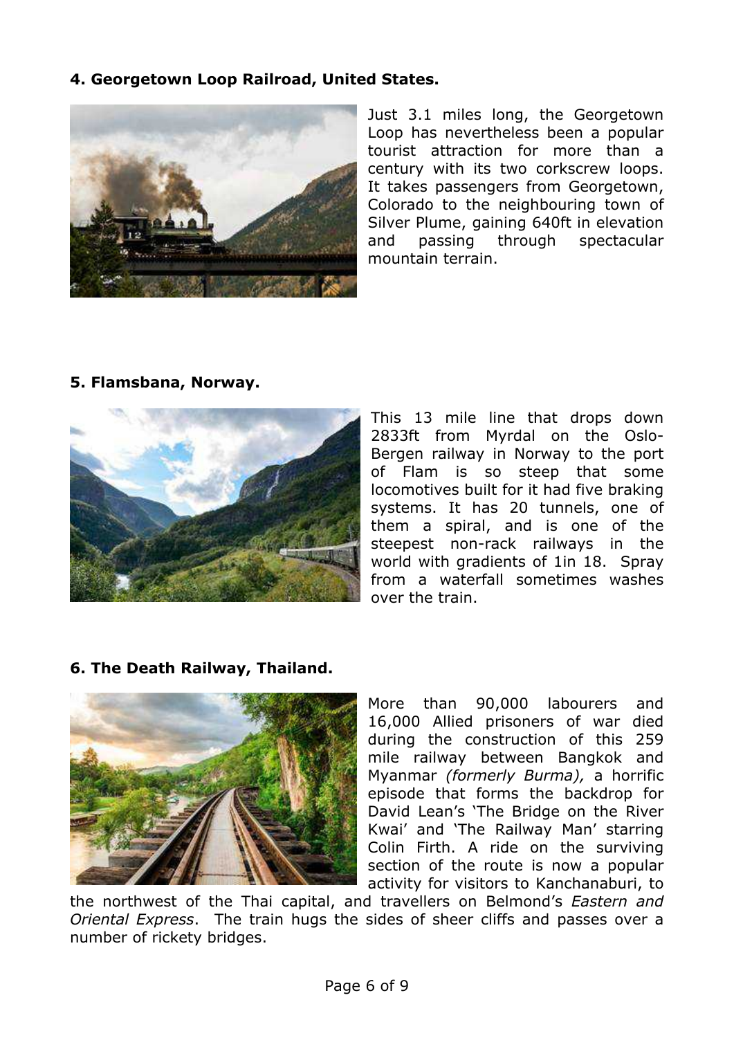**4. Georgetown Loop Railroad, United States.**

Just 3.1 miles long, the Georgetown Loop has nevertheless been a popular tourist attraction for more than a century with its two corkscrew loops. It takes passengers from Georgetown, Colorado to the neighbouring town of Silver Plume, gaining 640ft in elevation and passing through spectacular mountain terrain.

**5. Flamsbana, Norway.**

This 13 mile line that drops down 2833ft from Myrdal on the Oslo-Bergen railway in Norway to the port of Flam is so steep that some locomotives built for it had five braking systems. It has 20 tunnels, one of them a spiral, and is one of the steepest non-rack railways in the world with gradients of 1in 18. Spray from a waterfall sometimes washes over the train.

**6. The Death Railway, Thailand.**

More than 90,000 labourers and 16,000 Allied prisoners of war died during the construction of this 259 mile railway between Bangkok and Myanmar *(formerly Burma),* a horrific episode that forms the backdrop for David Lean's 'The Bridge on the River Kwai' and 'The Railway Man' starring Colin Firth. A ride on the surviving section of the route is now a popular activity for visitors to Kanchanaburi, to the northwest of the Thai capital, and travellers on Belmond's *Eastern and Oriental Express*. The train hugs the sides of sheer cliffs and passes over a number of rickety bridges.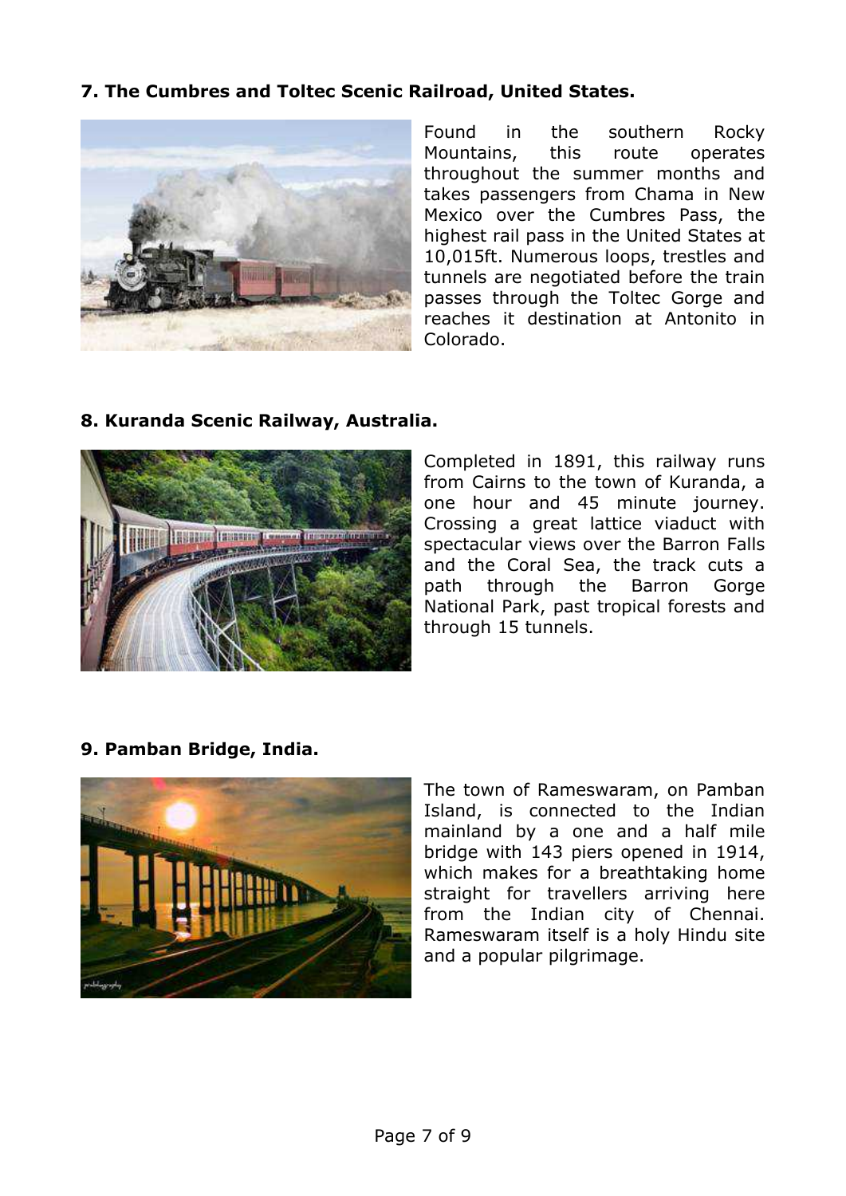**7. The Cumbres and Toltec Scenic Railroad, United States.**

Found in the southern Rocky Mountains, this route operates throughout the summer months and takes passengers from Chama in New Mexico over the Cumbres Pass, the highest rail pass in the United States at 10,015ft. Numerous loops, trestles and tunnels are negotiated before the train passes through the Toltec Gorge and reaches it destination at Antonito in Colorado.

**8. Kuranda Scenic Railway, Australia.**

Completed in 1891, this railway runs from Cairns to the town of Kuranda, a one hour and 45 minute journey. Crossing a great lattice viaduct with spectacular views over the Barron Falls and the Coral Sea, the track cuts a path through the Barron Gorge National Park, past tropical forests and through 15 tunnels.

**9. Pamban Bridge, India.**

The town of Rameswaram, on Pamban Island, is connected to the Indian mainland by a one and a half mile bridge with 143 piers opened in 1914, which makes for a breathtaking home straight for travellers arriving here from the Indian city of Chennai. Rameswaram itself is a holy Hindu site and a popular pilgrimage.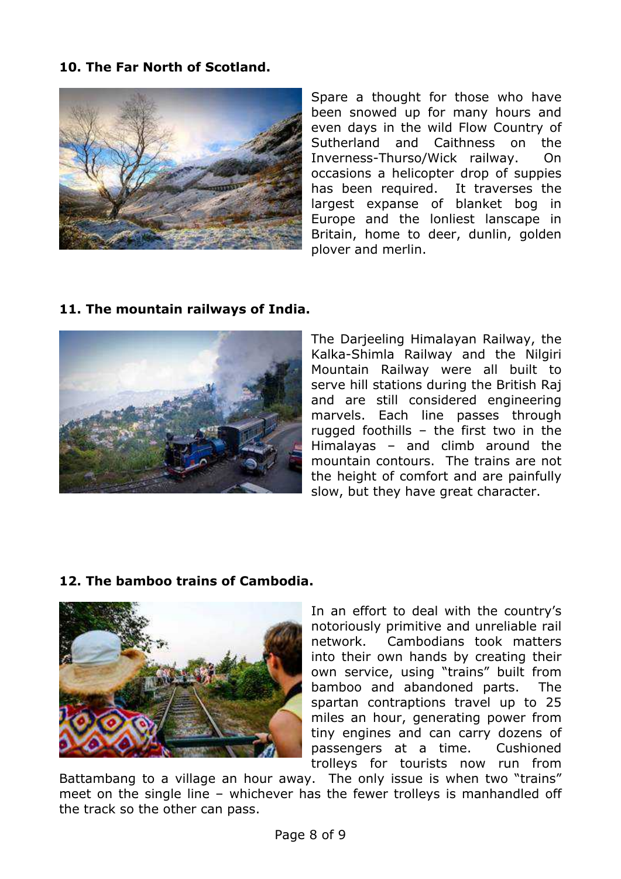**10. The Far North of Scotland.**

Spare a thought for those who have been snowed up for many hours and even days in the wild Flow Country of Sutherland and Caithness on the Inverness-Thurso/Wick railway. On occasions a helicopter drop of suppies has been required. It traverses the largest expanse of blanket bog in Europe and the lonliest lanscape in Britain, home to deer, dunlin, golden plover and merlin.

**11. The mountain railways of India.**

The Darjeeling Himalayan Railway, the Kalka-Shimla Railway and the Nilgiri Mountain Railway were all built to serve hill stations during the British Raj and are still considered engineering marvels. Each line passes through rugged foothills – the first two in the Himalayas – and climb around the mountain contours. The trains are not the height of comfort and are painfully slow, but they have great character.

**12. The bamboo trains of Cambodia.**

In an effort to deal with the country's notoriously primitive and unreliable rail network. Cambodians took matters into their own hands by creating their own service, using "trains" built from bamboo and abandoned parts. The spartan contraptions travel up to 25 miles an hour, generating power from tiny engines and can carry dozens of passengers at a time. Cushioned trolleys for tourists now run from Battambang to a village an hour away. The only issue is when two "trains" meet on the single line – whichever has the fewer trolleys is manhandled off the track so the other can pass.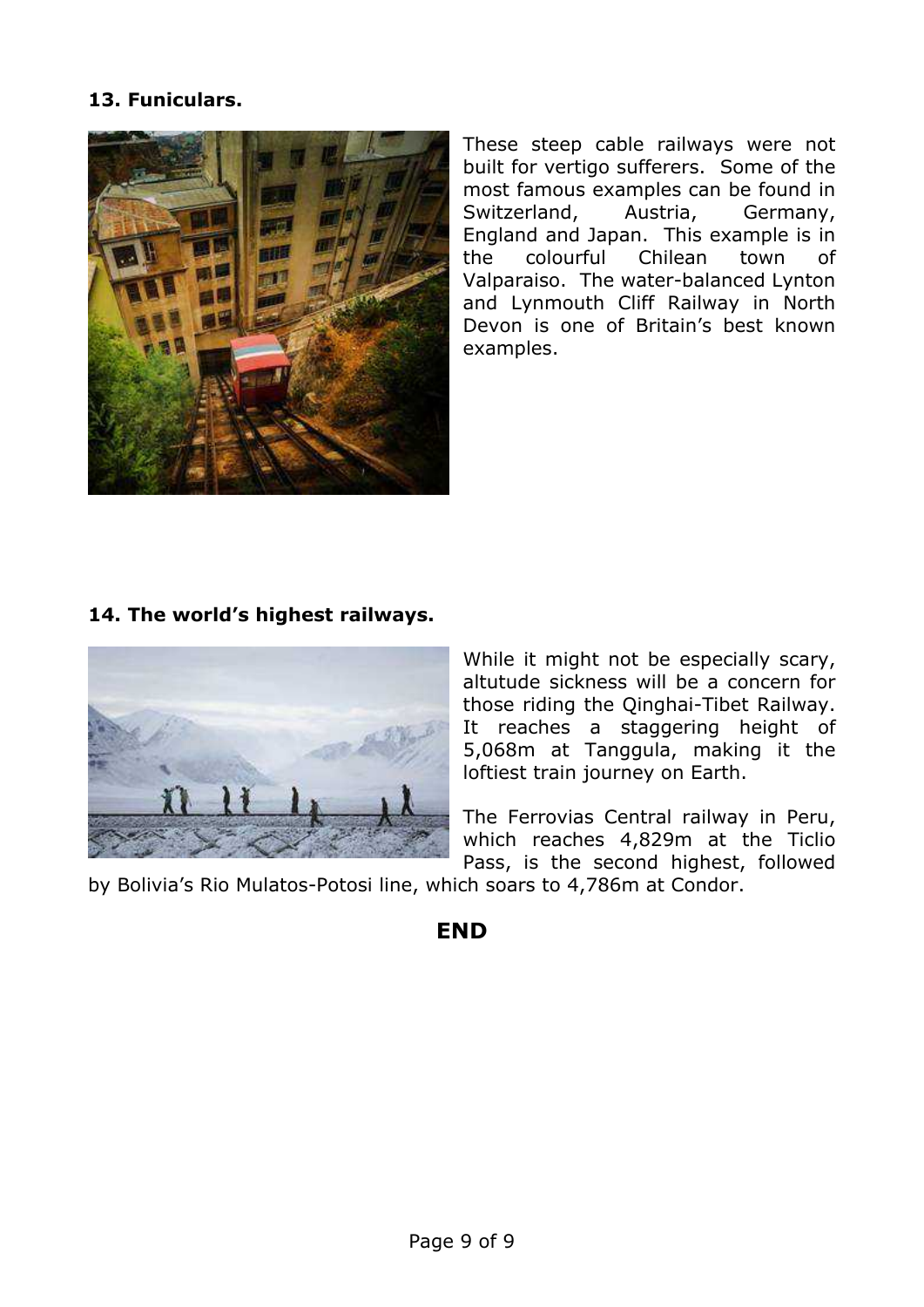**13. Funiculars.**

These steep cable railways were not built for vertigo sufferers. Some of the most famous examples can be found in Switzerland, Austria, Germany, England and Japan. This example is in the colourful Chilean town of Valparaiso. The water-balanced Lynton and Lynmouth Cliff Railway in North Devon is one of Britain's best known examples.

**14. The world's highest railways.**

While it might not be especially scary, altutude sickness will be a concern for those riding the Qinghai-Tibet Railway. It reaches a staggering height of 5,068m at Tanggula, making it the loftiest train journey on Earth.

The Ferrovias Central railway in Peru, which reaches 4,829m at the Ticlio Pass, is the second highest, followed by Bolivia's Rio Mulatos-Potosi line, which soars to 4,786m at Condor.

**END**